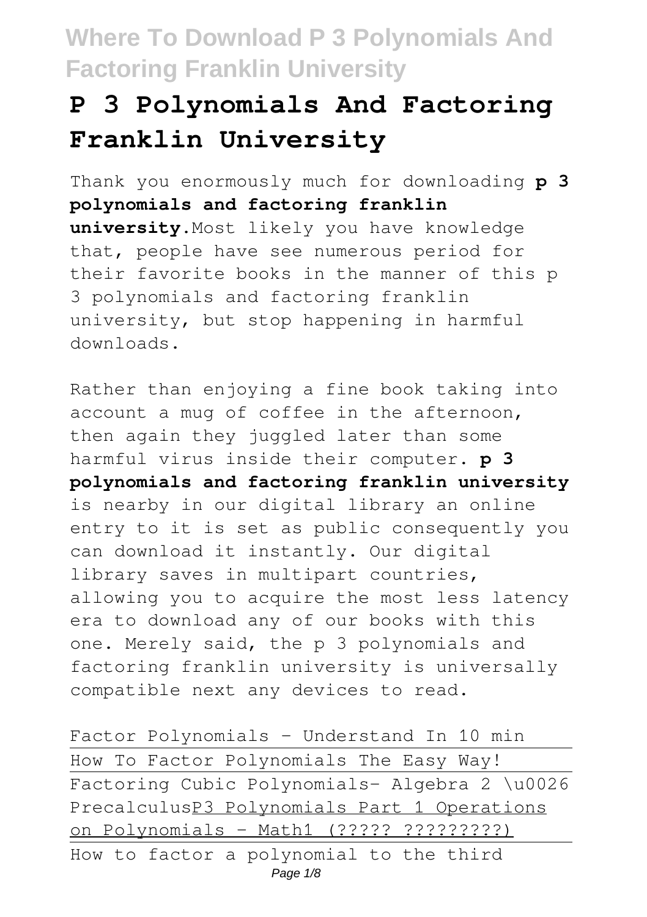# P 3 Polynomials And Factoring Franklin University

Thank you enormously much for downloading **p 3 polynomials and factoring franklin university**.Most likely you have knowledge that, people have see numerous period for their favorite books in the manner of this p 3 polynomials and factoring franklin university, but stop happening in harmful downloads.

Rather than enjoying a fine book taking into account a mug of coffee in the afternoon, then again they juggled later than some harmful virus inside their computer. **p 3 polynomials and factoring franklin university** is nearby in our digital library an online entry to it is set as public consequently you can download it instantly. Our digital library saves in multipart countries, allowing you to acquire the most less latency era to download any of our books with this one. Merely said, the p 3 polynomials and factoring franklin university is universally compatible next any devices to read.

Factor Polynomials - Understand In 10 min

How To Factor Polynomials The Easy Way!

Factoring Cubic Polynomials- Algebra 2 \u0026 PrecalculusP3 Polynomials Part 1 Operations on Polynomials - Math1 (????? ?????????)

How to factor a polynomial to the third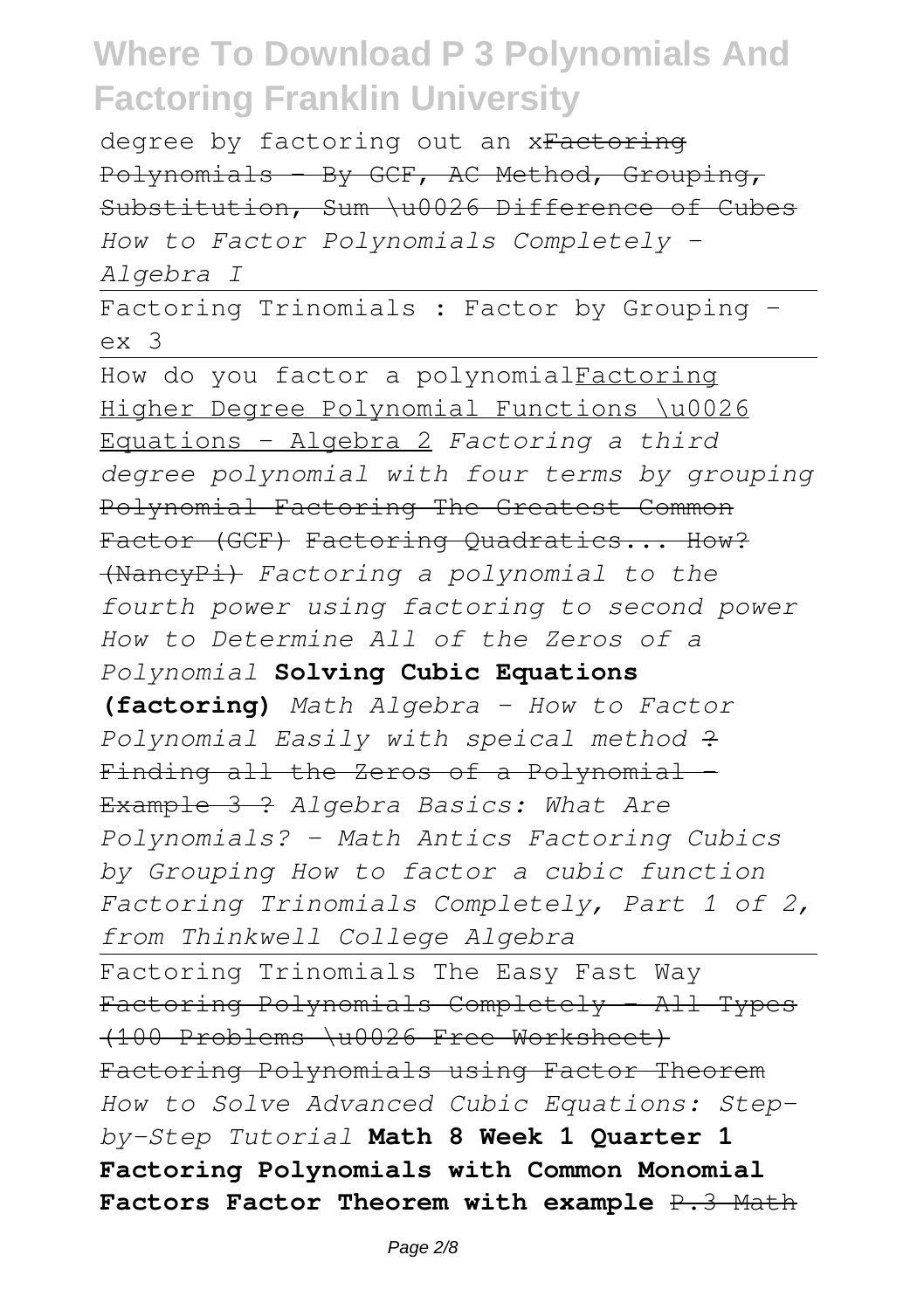degree by factoring out an x~~Factoring Polynomials - By GCF, AC Method, Grouping, Substitution, Sum \u0026 Difference of Cubes~~ *How to Factor Polynomials Completely - Algebra I*

Factoring Trinomials : Factor by Grouping - ex 3

How do you factor a polynomial Factoring Higher Degree Polynomial Functions \u0026 Equations - Algebra 2 *Factoring a third degree polynomial with four terms by grouping* ~~Polynomial Factoring The Greatest Common Factor (GCF)~~ ~~Factoring Quadratics... How? (NancyPi)~~ *Factoring a polynomial to the fourth power using factoring to second power How to Determine All of the Zeros of a Polynomial* **Solving Cubic Equations (factoring)** *Math Algebra - How to Factor Polynomial Easily with speical method* ~~? Finding all the Zeros of a Polynomial - Example 3 ?~~ *Algebra Basics: What Are Polynomials? - Math Antics Factoring Cubics by Grouping How to factor a cubic function Factoring Trinomials Completely, Part 1 of 2, from Thinkwell College Algebra*

Factoring Trinomials The Easy Fast Way ~~Factoring Polynomials Completely - All Types (100 Problems \u0026 Free Worksheet)~~ ~~Factoring Polynomials using Factor Theorem~~ *How to Solve Advanced Cubic Equations: Step-by-Step Tutorial* **Math 8 Week 1 Quarter 1 Factoring Polynomials with Common Monomial Factors Factor Theorem with example** ~~P.3 Math~~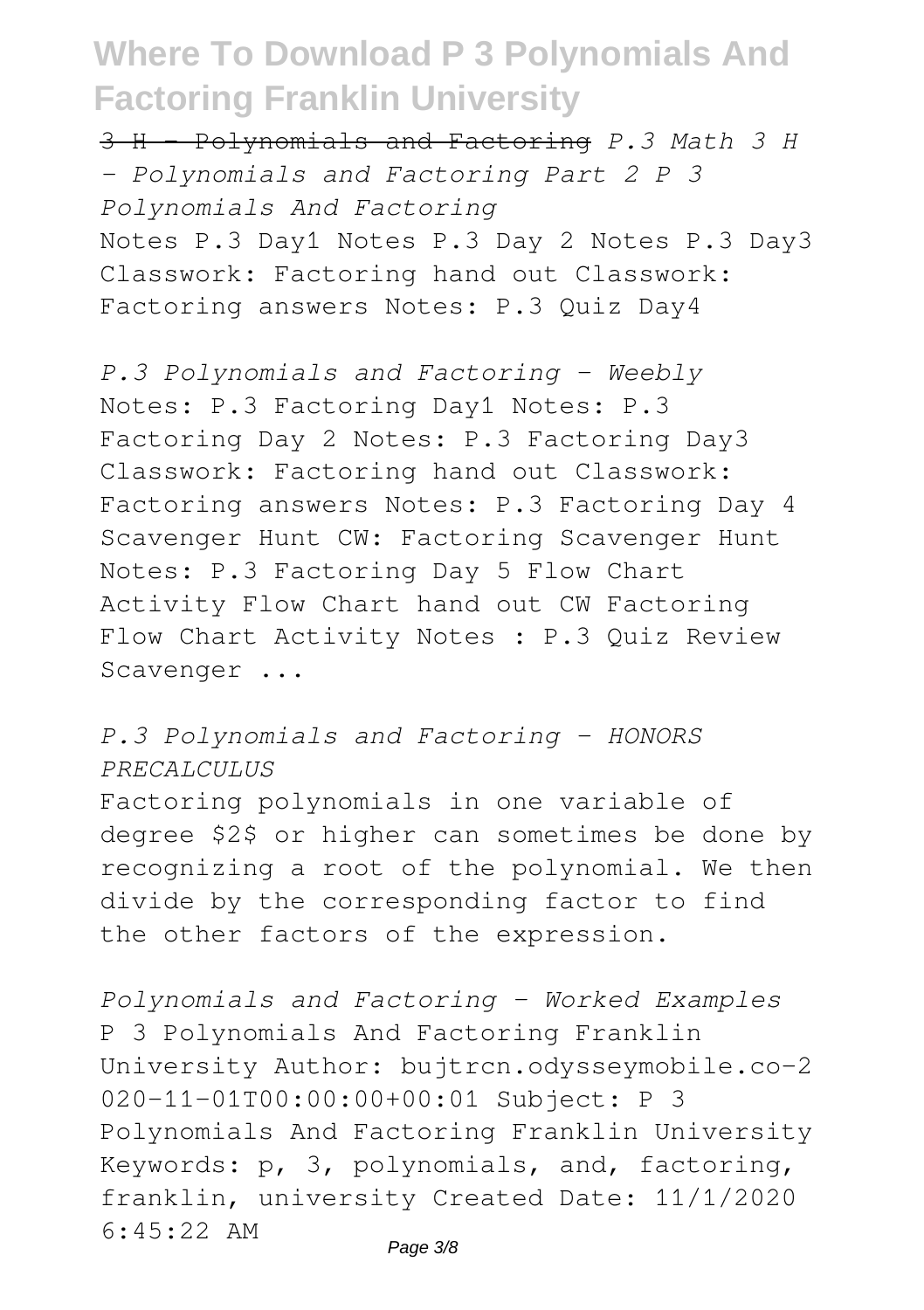3 H - Polynomials and Factoring *P.3 Math 3 H - Polynomials and Factoring Part 2 P 3 Polynomials And Factoring*

Notes P.3 Day1 Notes P.3 Day 2 Notes P.3 Day3 Classwork: Factoring hand out Classwork: Factoring answers Notes: P.3 Quiz Day4

*P.3 Polynomials and Factoring - Weebly*

Notes: P.3 Factoring Day1 Notes: P.3 Factoring Day 2 Notes: P.3 Factoring Day3 Classwork: Factoring hand out Classwork: Factoring answers Notes: P.3 Factoring Day 4 Scavenger Hunt CW: Factoring Scavenger Hunt Notes: P.3 Factoring Day 5 Flow Chart Activity Flow Chart hand out CW Factoring Flow Chart Activity Notes : P.3 Quiz Review Scavenger ...

*P.3 Polynomials and Factoring - HONORS PRECALCULUS*

Factoring polynomials in one variable of degree $2$ or higher can sometimes be done by recognizing a root of the polynomial. We then divide by the corresponding factor to find the other factors of the expression.

*Polynomials and Factoring - Worked Examples*

P 3 Polynomials And Factoring Franklin University Author: bujtrcn.odysseymobile.co-2020-11-01T00:00:00+00:01 Subject: P 3 Polynomials And Factoring Franklin University Keywords: p, 3, polynomials, and, factoring, franklin, university Created Date: 11/1/2020 6:45:22 AM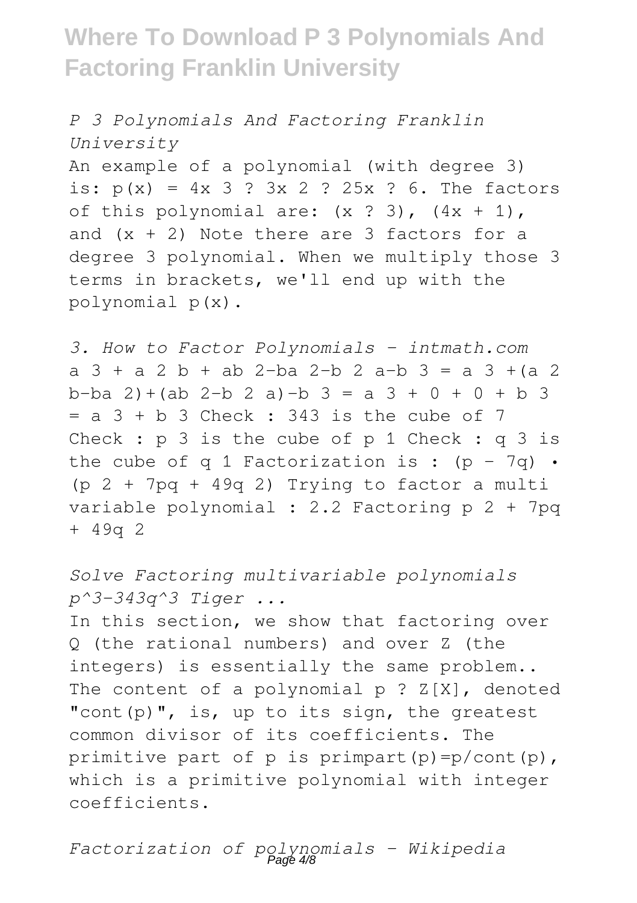*P 3 Polynomials And Factoring Franklin University*

An example of a polynomial (with degree 3) is: $p(x) = 4x^3 ? 3x^2 ? 25x ? 6$. The factors of this polynomial are: $(x ? 3)$, $(4x + 1)$, and $(x + 2)$ Note there are 3 factors for a degree 3 polynomial. When we multiply those 3 terms in brackets, we'll end up with the polynomial $p(x)$.

*3. How to Factor Polynomials - intmath.com*

$a^3 + a^2 b + ab^2 - ba^2 - b^2 a - b^3 = a^3 + (a^2 b - ba^2) + (ab^2 - b^2 a) - b^3 = a^3 + 0 + 0 + b^3 = a^3 + b^3$ Check : 343 is the cube of 7 Check : $p^3$ is the cube of $p^1$ Check : $q^3$ is the cube of $q^1$ Factorization is : $(p - 7q) \cdot (p^2 + 7pq + 49q^2)$ Trying to factor a multi variable polynomial : 2.2 Factoring $p^2 + 7pq + 49q^2$

*Solve Factoring multivariable polynomials p^3-343q^3 Tiger ...*

In this section, we show that factoring over Q (the rational numbers) and over Z (the integers) is essentially the same problem.. The content of a polynomial p ? Z[X], denoted "cont(p)", is, up to its sign, the greatest common divisor of its coefficients. The primitive part of p is primpart(p)=p/cont(p), which is a primitive polynomial with integer coefficients.

*Factorization of polynomials - Wikipedia*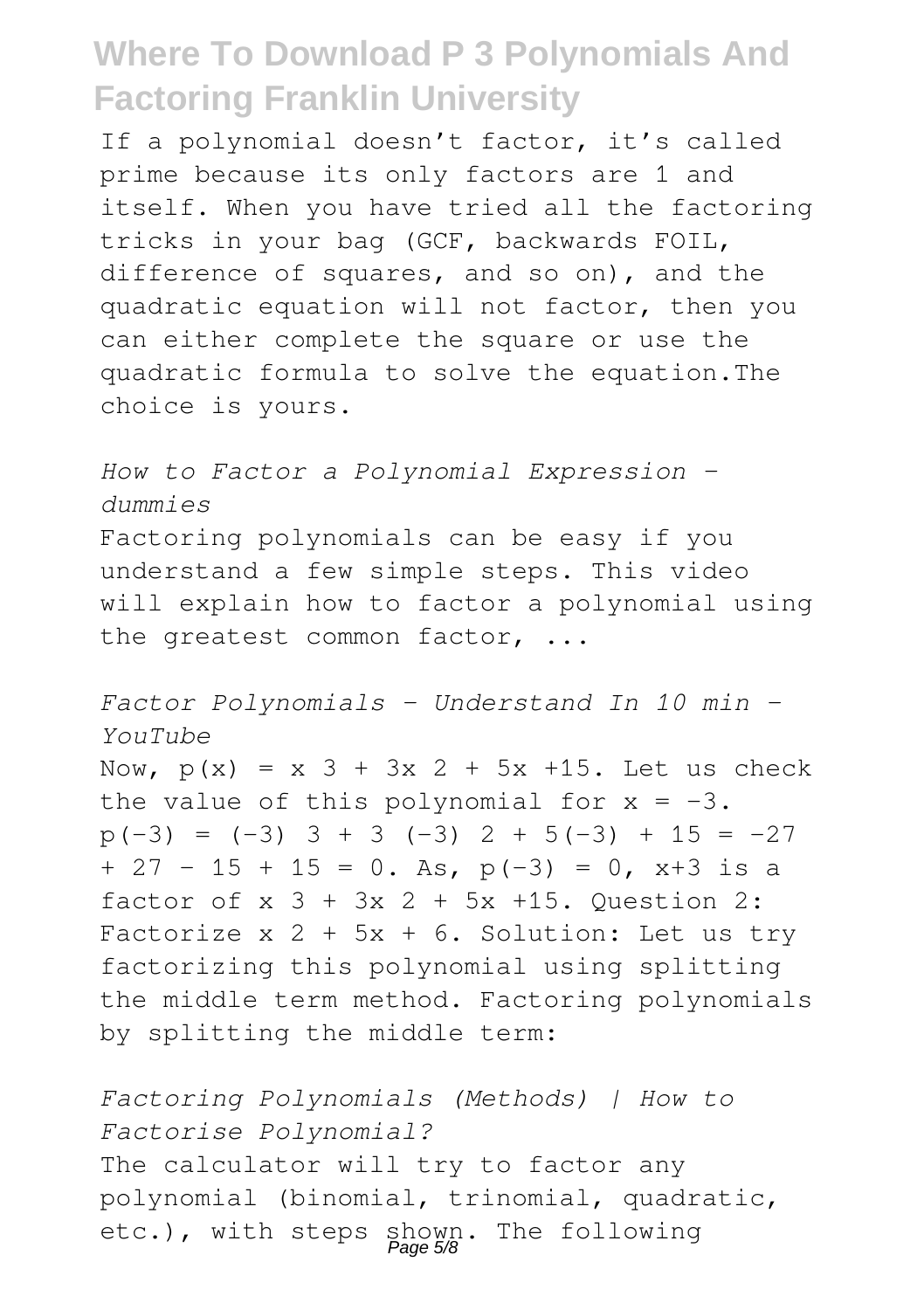If a polynomial doesn't factor, it's called prime because its only factors are 1 and itself. When you have tried all the factoring tricks in your bag (GCF, backwards FOIL, difference of squares, and so on), and the quadratic equation will not factor, then you can either complete the square or use the quadratic formula to solve the equation.The choice is yours.

*How to Factor a Polynomial Expression - dummies*

Factoring polynomials can be easy if you understand a few simple steps. This video will explain how to factor a polynomial using the greatest common factor, ...

*Factor Polynomials - Understand In 10 min - YouTube*

Now, $p(x) = x^3 + 3x^2 + 5x + 15$. Let us check the value of this polynomial for $x = -3$. $p(-3) = (-3)^3 + 3(-3)^2 + 5(-3) + 15 = -27 + 27 - 15 + 15 = 0$. As, $p(-3) = 0$, $x+3$ is a factor of $x^3 + 3x^2 + 5x + 15$. Question 2: Factorize $x^2 + 5x + 6$. Solution: Let us try factorizing this polynomial using splitting the middle term method. Factoring polynomials by splitting the middle term:

*Factoring Polynomials (Methods) | How to Factorise Polynomial?*

The calculator will try to factor any polynomial (binomial, trinomial, quadratic, etc.), with steps shown. The following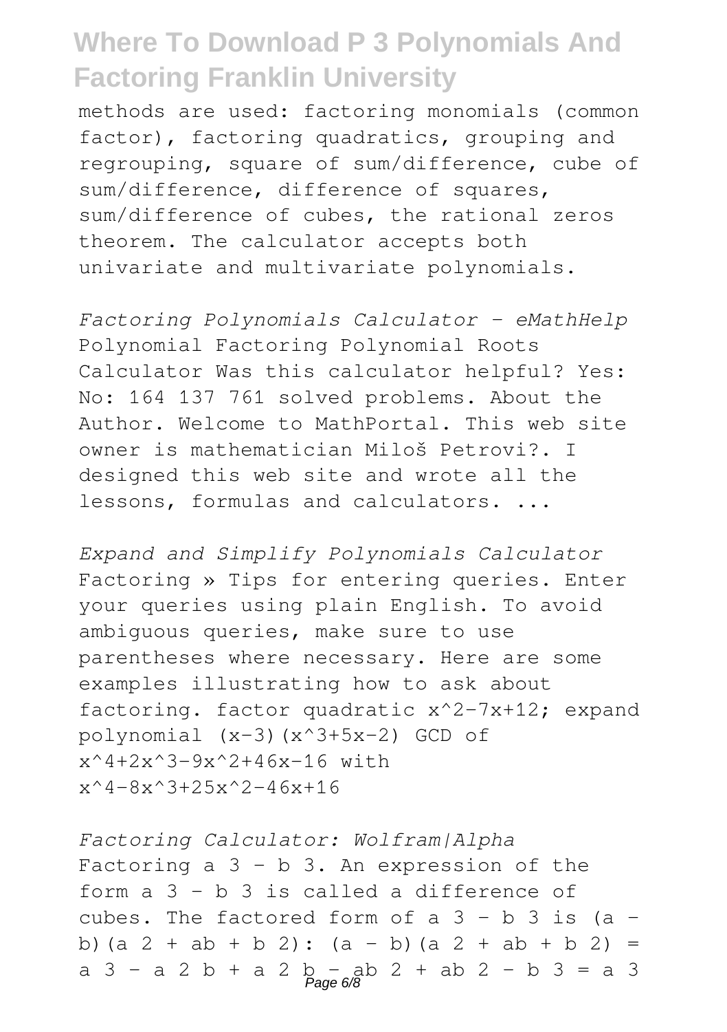methods are used: factoring monomials (common factor), factoring quadratics, grouping and regrouping, square of sum/difference, cube of sum/difference, difference of squares, sum/difference of cubes, the rational zeros theorem. The calculator accepts both univariate and multivariate polynomials.

*Factoring Polynomials Calculator - eMathHelp*
Polynomial Factoring Polynomial Roots Calculator Was this calculator helpful? Yes: No: 164 137 761 solved problems. About the Author. Welcome to MathPortal. This web site owner is mathematician Miloš Petrovi?. I designed this web site and wrote all the lessons, formulas and calculators. ...

*Expand and Simplify Polynomials Calculator*
Factoring » Tips for entering queries. Enter your queries using plain English. To avoid ambiguous queries, make sure to use parentheses where necessary. Here are some examples illustrating how to ask about factoring. factor quadratic $x^2-7x+12$; expand polynomial $(x-3)(x^3+5x-2)$ GCD of $x^4+2x^3-9x^2+46x-16$ with $x^4-8x^3+25x^2-46x+16$

*Factoring Calculator: Wolfram|Alpha*
Factoring $a^3 - b^3$. An expression of the form $a^3 - b^3$ is called a difference of cubes. The factored form of $a^3 - b^3$ is $(a - b)(a^2 + ab + b^2)$: $(a - b)(a^2 + ab + b^2) = a^3 - a^2b + a^2b - ab^2 + ab^2 - b^3 = a^3$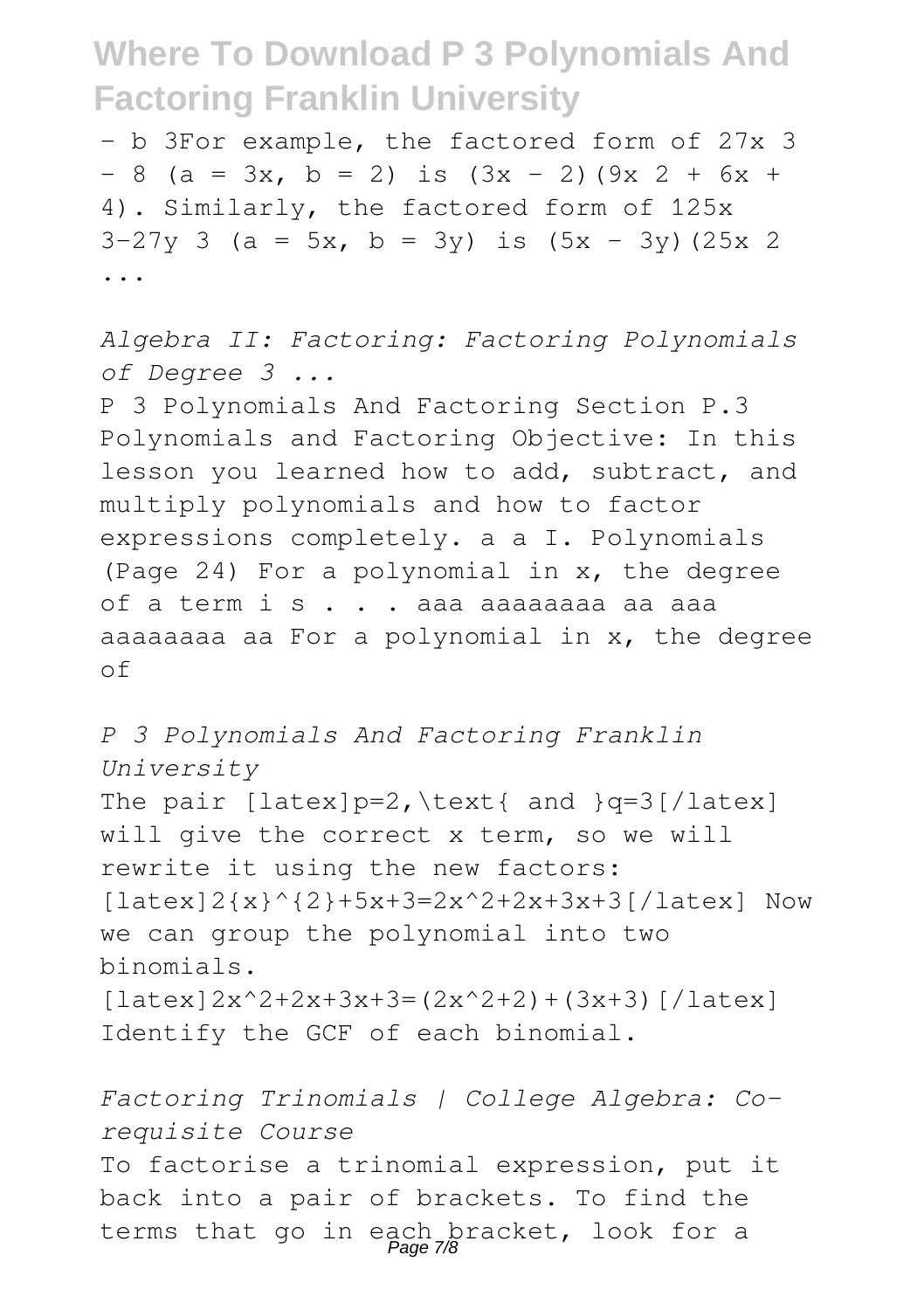$- b^3$For example, the factored form of $27x^3 - 8$ ($a = 3x$, $b = 2$) is $(3x - 2)(9x^2 + 6x + 4)$. Similarly, the factored form of $125x^3-27y^3$ ($a = 5x$, $b = 3y$) is $(5x - 3y)(25x^2$ ...

*Algebra II: Factoring: Factoring Polynomials of Degree 3 ...*

P 3 Polynomials And Factoring Section P.3 Polynomials and Factoring Objective: In this lesson you learned how to add, subtract, and multiply polynomials and how to factor expressions completely. a a I. Polynomials (Page 24) For a polynomial in x, the degree of a term i s . . . aaa aaaaaaaa aa aaa aaaaaaaa aa For a polynomial in x, the degree of

*P 3 Polynomials And Factoring Franklin University*

The pair $p=2,\text{ and }q=3$ will give the correct x term, so we will rewrite it using the new factors: $2{x}^{2}+5x+3=2x^2+2x+3x+3$ Now we can group the polynomial into two binomials. $2x^2+2x+3x+3=(2x^2+2)+(3x+3)$ Identify the GCF of each binomial.

*Factoring Trinomials | College Algebra: Co-requisite Course*

To factorise a trinomial expression, put it back into a pair of brackets. To find the terms that go in each bracket, look for a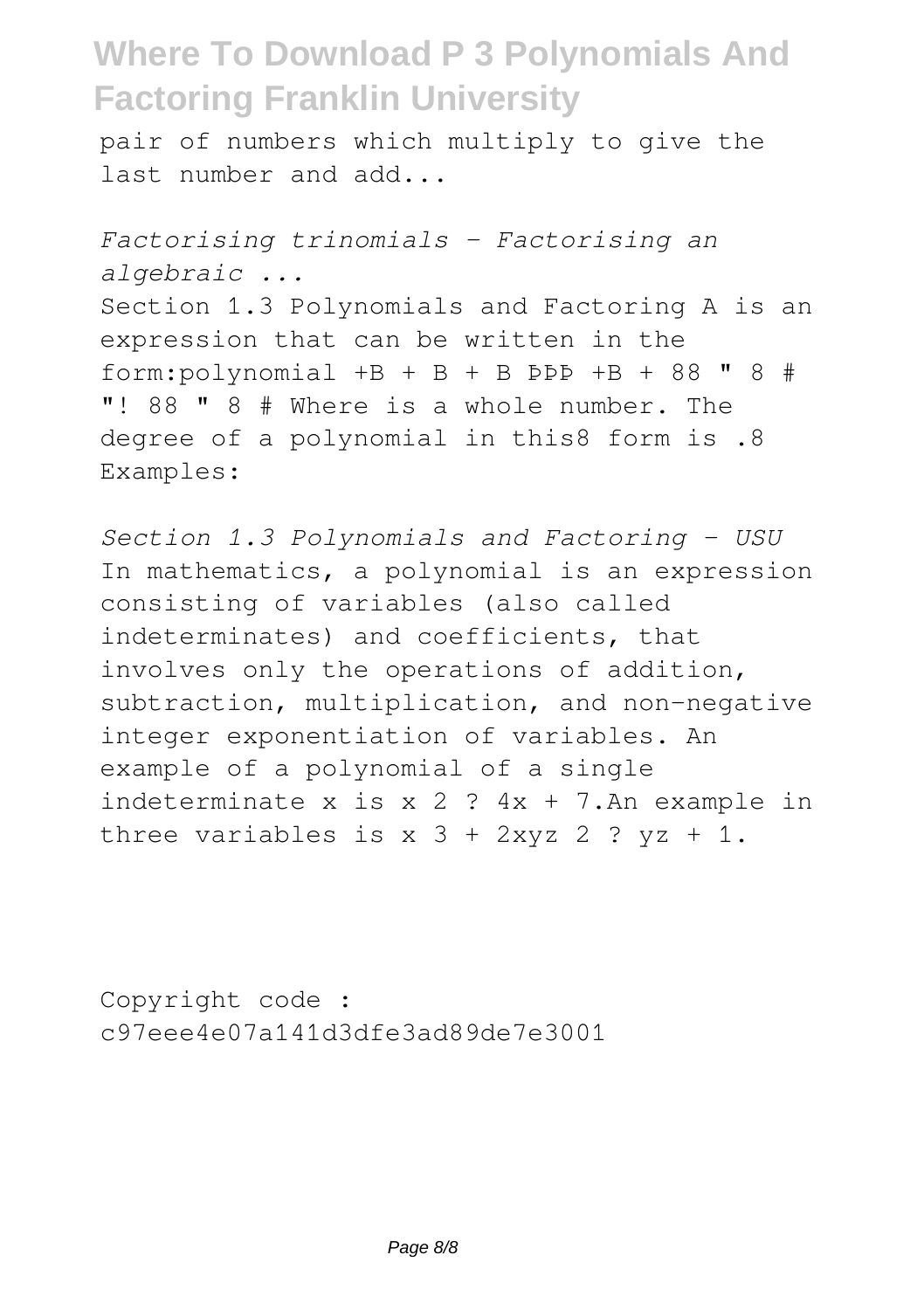pair of numbers which multiply to give the last number and add...

*Factorising trinomials - Factorising an algebraic ...*

Section 1.3 Polynomials and Factoring A is an expression that can be written in the form:polynomial +B + B + B ÞÞÞ +B + 88 " 8 # "! 88 " 8 # Where is a whole number. The degree of a polynomial in this8 form is .8 Examples:

*Section 1.3 Polynomials and Factoring - USU*

In mathematics, a polynomial is an expression consisting of variables (also called indeterminates) and coefficients, that involves only the operations of addition, subtraction, multiplication, and non-negative integer exponentiation of variables. An example of a polynomial of a single indeterminate x is x 2 ? 4x + 7.An example in three variables is x 3 + 2xyz 2 ? yz + 1.

Copyright code : c97eee4e07a141d3dfe3ad89de7e3001